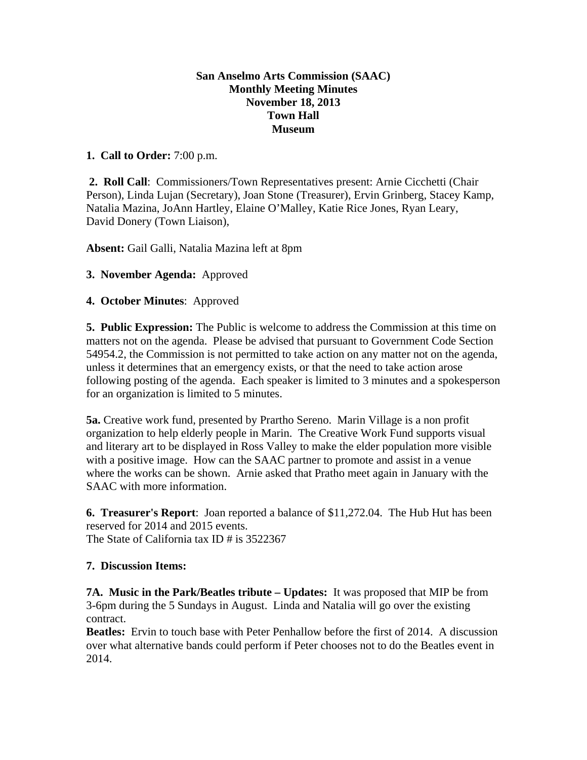**San Anselmo Arts Commission (SAAC)**
**Monthly Meeting Minutes**
**November 18, 2013**
**Town Hall**
**Museum**

**1. Call to Order:** 7:00 p.m.

**2. Roll Call**: Commissioners/Town Representatives present: Arnie Cicchetti (Chair Person), Linda Lujan (Secretary), Joan Stone (Treasurer), Ervin Grinberg, Stacey Kamp, Natalia Mazina, JoAnn Hartley, Elaine O'Malley, Katie Rice Jones, Ryan Leary, David Donery (Town Liaison),

**Absent:** Gail Galli, Natalia Mazina left at 8pm

**3. November Agenda:** Approved

**4. October Minutes**: Approved

**5. Public Expression:** The Public is welcome to address the Commission at this time on matters not on the agenda. Please be advised that pursuant to Government Code Section 54954.2, the Commission is not permitted to take action on any matter not on the agenda, unless it determines that an emergency exists, or that the need to take action arose following posting of the agenda. Each speaker is limited to 3 minutes and a spokesperson for an organization is limited to 5 minutes.

**5a.** Creative work fund, presented by Prartho Sereno. Marin Village is a non profit organization to help elderly people in Marin. The Creative Work Fund supports visual and literary art to be displayed in Ross Valley to make the elder population more visible with a positive image. How can the SAAC partner to promote and assist in a venue where the works can be shown. Arnie asked that Pratho meet again in January with the SAAC with more information.

**6. Treasurer's Report**: Joan reported a balance of $11,272.04. The Hub Hut has been reserved for 2014 and 2015 events.
The State of California tax ID # is 3522367

**7. Discussion Items:**

**7A. Music in the Park/Beatles tribute – Updates:** It was proposed that MIP be from 3-6pm during the 5 Sundays in August. Linda and Natalia will go over the existing contract.
**Beatles:** Ervin to touch base with Peter Penhallow before the first of 2014. A discussion over what alternative bands could perform if Peter chooses not to do the Beatles event in 2014.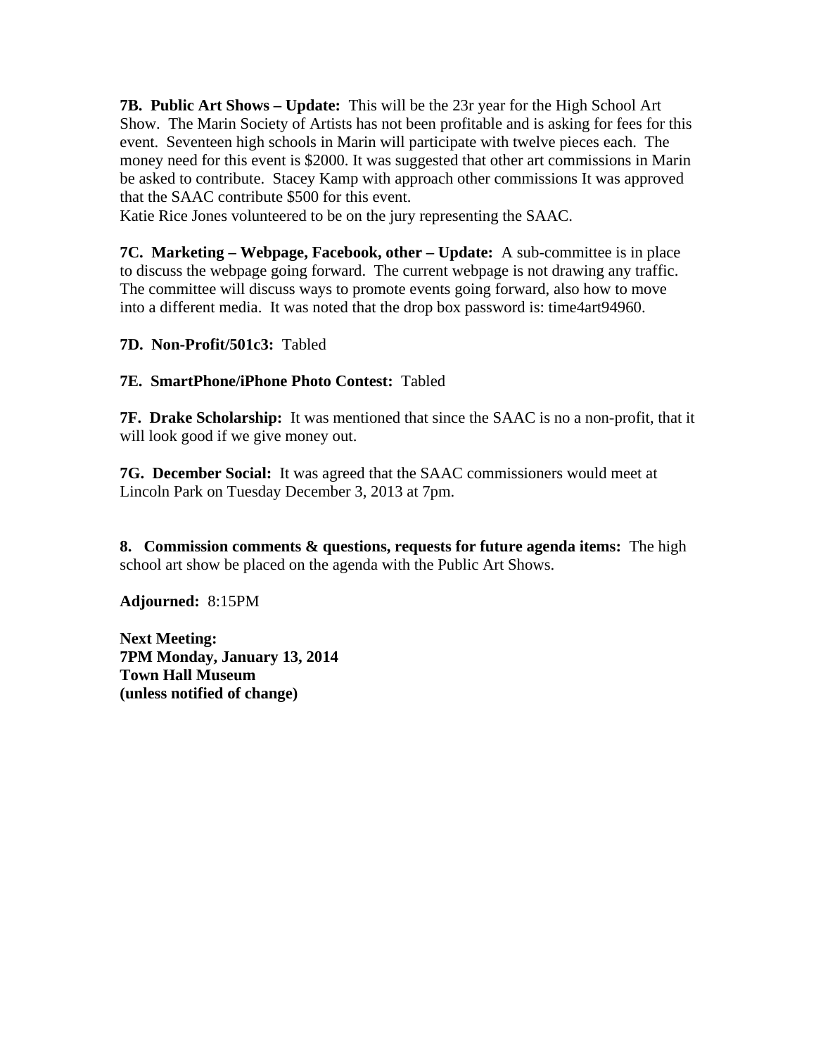**7B. Public Art Shows – Update:** This will be the 23r year for the High School Art Show. The Marin Society of Artists has not been profitable and is asking for fees for this event. Seventeen high schools in Marin will participate with twelve pieces each. The money need for this event is $2000. It was suggested that other art commissions in Marin be asked to contribute. Stacey Kamp with approach other commissions It was approved that the SAAC contribute $500 for this event.
Katie Rice Jones volunteered to be on the jury representing the SAAC.

**7C. Marketing – Webpage, Facebook, other – Update:** A sub-committee is in place to discuss the webpage going forward. The current webpage is not drawing any traffic. The committee will discuss ways to promote events going forward, also how to move into a different media. It was noted that the drop box password is: time4art94960.

**7D. Non-Profit/501c3:** Tabled

**7E. SmartPhone/iPhone Photo Contest:** Tabled

**7F. Drake Scholarship:** It was mentioned that since the SAAC is no a non-profit, that it will look good if we give money out.

**7G. December Social:** It was agreed that the SAAC commissioners would meet at Lincoln Park on Tuesday December 3, 2013 at 7pm.

**8. Commission comments & questions, requests for future agenda items:** The high school art show be placed on the agenda with the Public Art Shows.

**Adjourned:** 8:15PM

**Next Meeting:**
**7PM Monday, January 13, 2014**
**Town Hall Museum**
**(unless notified of change)**